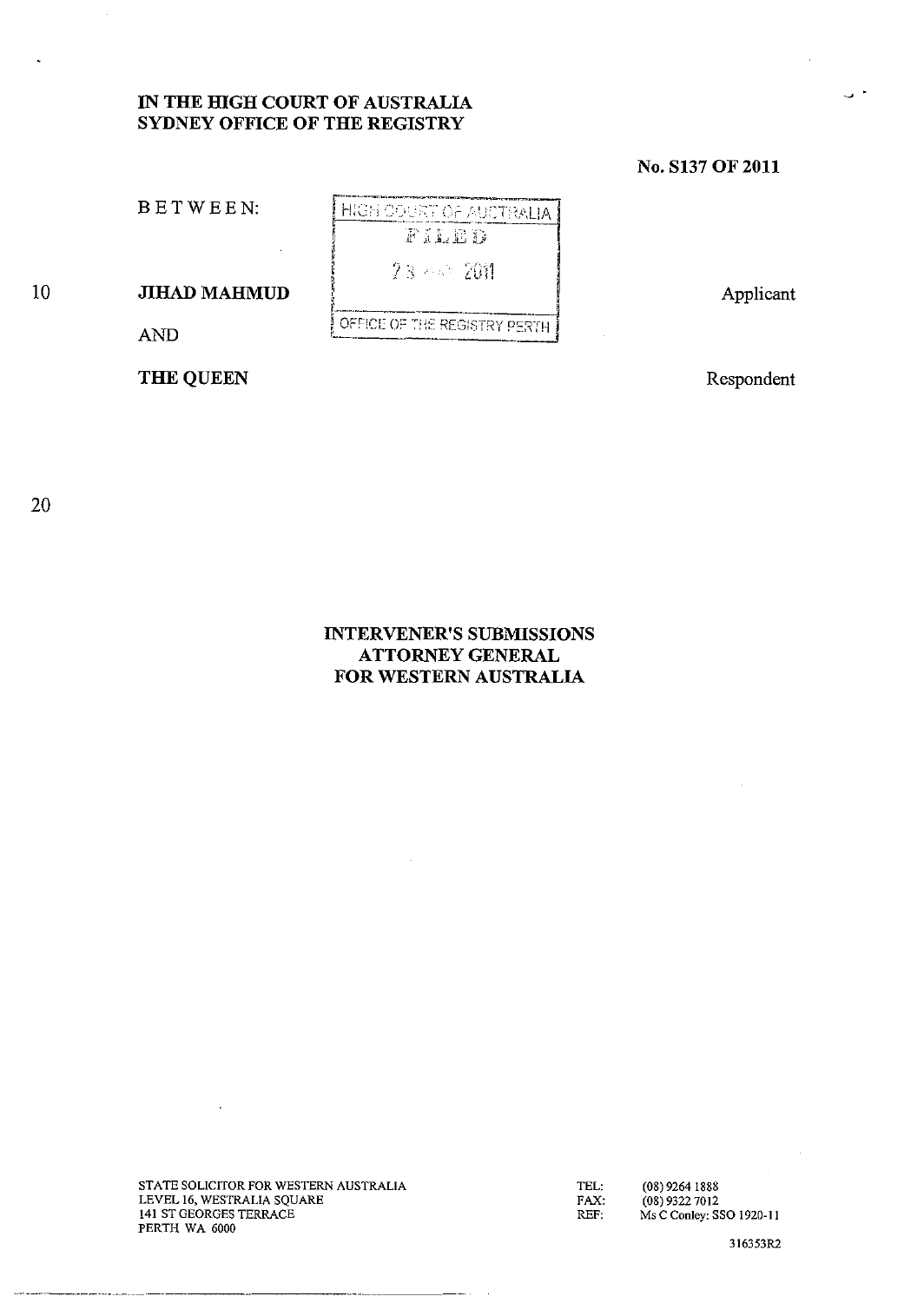**IN THE HIGH COURT OF AUSTRALIA**
**SYDNEY OFFICE OF THE REGISTRY**

**No. S137 OF 2011**

BETWEEN:

HIGH COURT OF AUSTRALIA
FILED
23 ... 2011
OFFICE OF THE REGISTRY PERTH

**JIHAD MAHMUD** — Applicant

AND

**THE QUEEN** — Respondent

**INTERVENER'S SUBMISSIONS**
**ATTORNEY GENERAL**
**FOR WESTERN AUSTRALIA**

STATE SOLICITOR FOR WESTERN AUSTRALIA
LEVEL 16, WESTRALIA SQUARE
141 ST GEORGES TERRACE
PERTH WA 6000

TEL: (08) 9264 1888
FAX: (08) 9322 7012
REF: Ms C Conley: SSO 1920-11

316353R2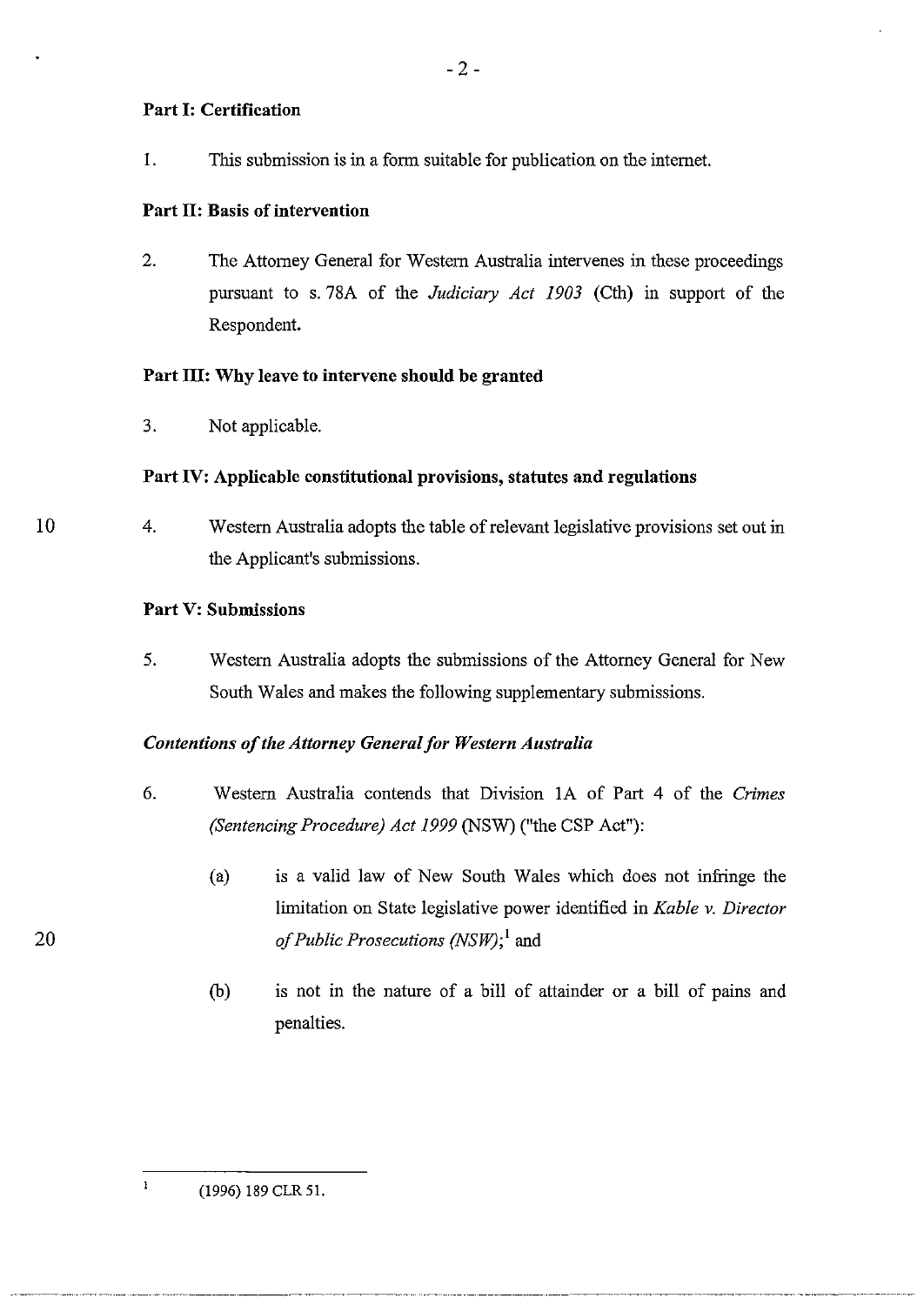**Part I: Certification**

1. This submission is in a form suitable for publication on the internet.

**Part II: Basis of intervention**

2. The Attorney General for Western Australia intervenes in these proceedings pursuant to s. 78A of the *Judiciary Act 1903* (Cth) in support of the Respondent.

**Part III: Why leave to intervene should be granted**

3. Not applicable.

**Part IV: Applicable constitutional provisions, statutes and regulations**

4. Western Australia adopts the table of relevant legislative provisions set out in the Applicant's submissions.

**Part V: Submissions**

5. Western Australia adopts the submissions of the Attorney General for New South Wales and makes the following supplementary submissions.

***Contentions of the Attorney General for Western Australia***

6. Western Australia contends that Division 1A of Part 4 of the *Crimes (Sentencing Procedure) Act 1999* (NSW) ("the CSP Act"):

   (a) is a valid law of New South Wales which does not infringe the limitation on State legislative power identified in *Kable v. Director of Public Prosecutions (NSW)*;[1] and

   (b) is not in the nature of a bill of attainder or a bill of pains and penalties.

---

[1] (1996) 189 CLR 51.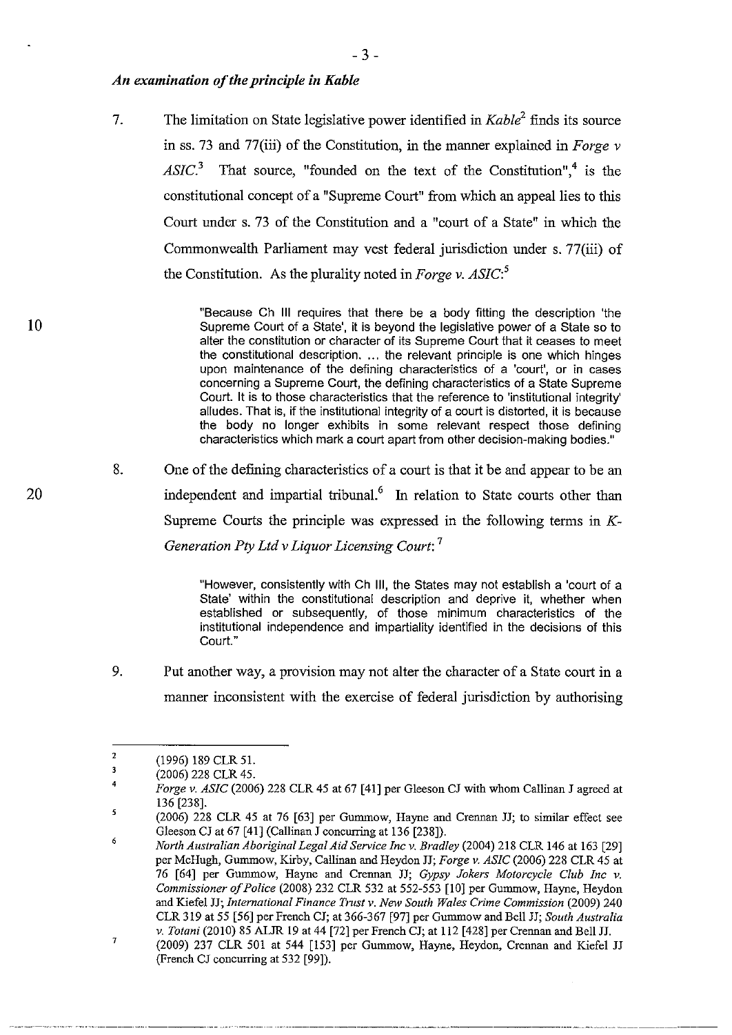### *An examination of the principle in Kable*

7. The limitation on State legislative power identified in *Kable*[2] finds its source in ss. 73 and 77(iii) of the Constitution, in the manner explained in *Forge v ASIC*.[3] That source, "founded on the text of the Constitution",[4] is the constitutional concept of a "Supreme Court" from which an appeal lies to this Court under s. 73 of the Constitution and a "court of a State" in which the Commonwealth Parliament may vest federal jurisdiction under s. 77(iii) of the Constitution. As the plurality noted in *Forge v. ASIC*:[5]

> "Because Ch III requires that there be a body fitting the description 'the Supreme Court of a State', it is beyond the legislative power of a State so to alter the constitution or character of its Supreme Court that it ceases to meet the constitutional description. ... the relevant principle is one which hinges upon maintenance of the defining characteristics of a 'court', or in cases concerning a Supreme Court, the defining characteristics of a State Supreme Court. It is to those characteristics that the reference to 'institutional integrity' alludes. That is, if the institutional integrity of a court is distorted, it is because the body no longer exhibits in some relevant respect those defining characteristics which mark a court apart from other decision-making bodies."

8. One of the defining characteristics of a court is that it be and appear to be an independent and impartial tribunal.[6] In relation to State courts other than Supreme Courts the principle was expressed in the following terms in *K-Generation Pty Ltd v Liquor Licensing Court*:[7]

> "However, consistently with Ch III, the States may not establish a 'court of a State' within the constitutional description and deprive it, whether when established or subsequently, of those minimum characteristics of the institutional independence and impartiality identified in the decisions of this Court."

9. Put another way, a provision may not alter the character of a State court in a manner inconsistent with the exercise of federal jurisdiction by authorising

---

[2] (1996) 189 CLR 51.

[3] (2006) 228 CLR 45.

[4] *Forge v. ASIC* (2006) 228 CLR 45 at 67 [41] per Gleeson CJ with whom Callinan J agreed at 136 [238].

[5] (2006) 228 CLR 45 at 76 [63] per Gummow, Hayne and Crennan JJ; to similar effect see Gleeson CJ at 67 [41] (Callinan J concurring at 136 [238]).

[6] *North Australian Aboriginal Legal Aid Service Inc v. Bradley* (2004) 218 CLR 146 at 163 [29] per McHugh, Gummow, Kirby, Callinan and Heydon JJ; *Forge v. ASIC* (2006) 228 CLR 45 at 76 [64] per Gummow, Hayne and Crennan JJ; *Gypsy Jokers Motorcycle Club Inc v. Commissioner of Police* (2008) 232 CLR 532 at 552-553 [10] per Gummow, Hayne, Heydon and Kiefel JJ; *International Finance Trust v. New South Wales Crime Commission* (2009) 240 CLR 319 at 55 [56] per French CJ; at 366-367 [97] per Gummow and Bell JJ; *South Australia v. Totani* (2010) 85 ALJR 19 at 44 [72] per French CJ; at 112 [428] per Crennan and Bell JJ.

[7] (2009) 237 CLR 501 at 544 [153] per Gummow, Hayne, Heydon, Crennan and Kiefel JJ (French CJ concurring at 532 [99]).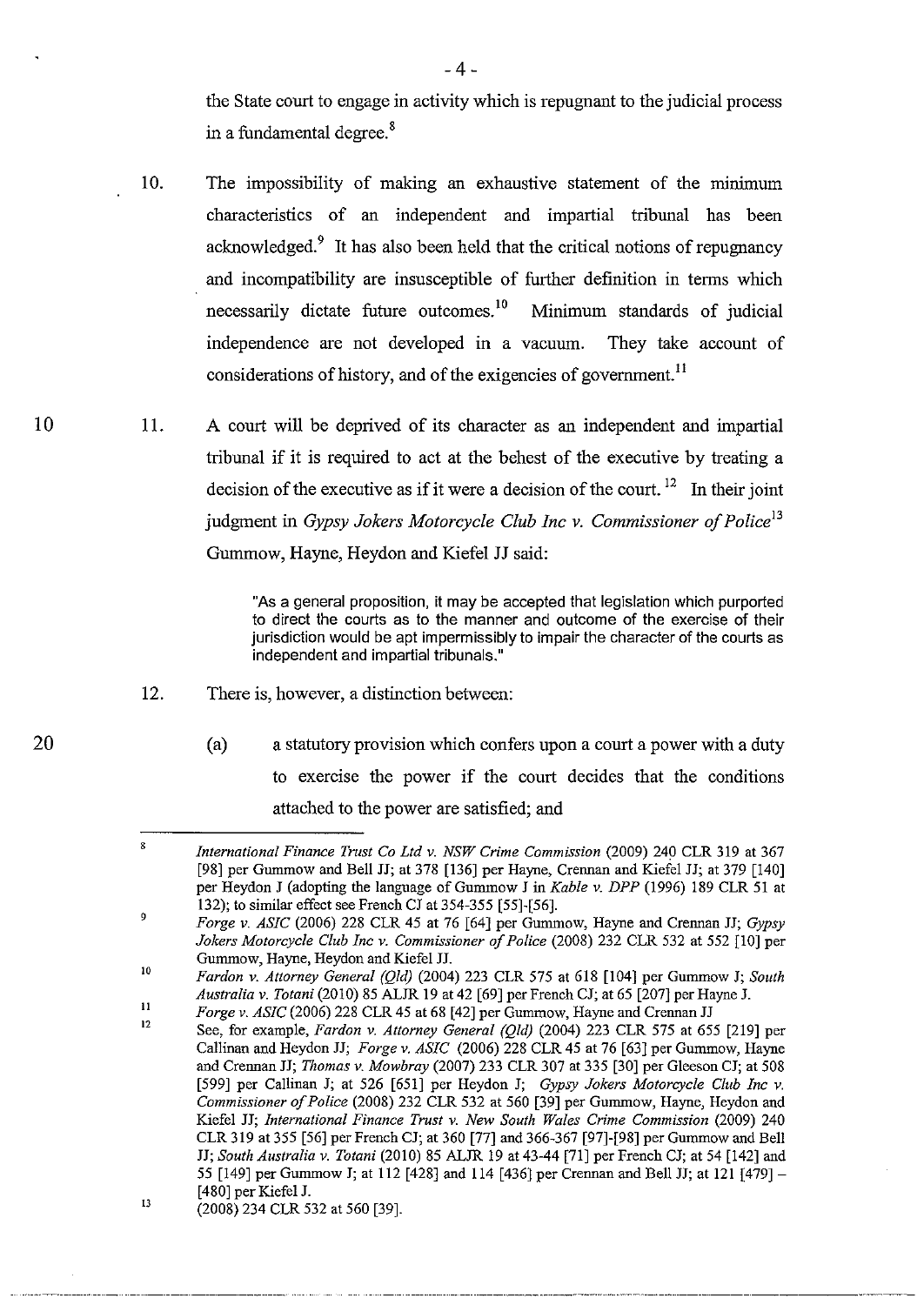the State court to engage in activity which is repugnant to the judicial process in a fundamental degree.[8]

10. The impossibility of making an exhaustive statement of the minimum characteristics of an independent and impartial tribunal has been acknowledged.[9] It has also been held that the critical notions of repugnancy and incompatibility are insusceptible of further definition in terms which necessarily dictate future outcomes.[10] Minimum standards of judicial independence are not developed in a vacuum. They take account of considerations of history, and of the exigencies of government.[11]

11. A court will be deprived of its character as an independent and impartial tribunal if it is required to act at the behest of the executive by treating a decision of the executive as if it were a decision of the court.[12] In their joint judgment in *Gypsy Jokers Motorcycle Club Inc v. Commissioner of Police*[13] Gummow, Hayne, Heydon and Kiefel JJ said:

> "As a general proposition, it may be accepted that legislation which purported to direct the courts as to the manner and outcome of the exercise of their jurisdiction would be apt impermissibly to impair the character of the courts as independent and impartial tribunals."

12. There is, however, a distinction between:

    (a) a statutory provision which confers upon a court a power with a duty to exercise the power if the court decides that the conditions attached to the power are satisfied; and

---

8 *International Finance Trust Co Ltd v. NSW Crime Commission* (2009) 240 CLR 319 at 367 [98] per Gummow and Bell JJ; at 378 [136] per Hayne, Crennan and Kiefel JJ; at 379 [140] per Heydon J (adopting the language of Gummow J in *Kable v. DPP* (1996) 189 CLR 51 at 132); to similar effect see French CJ at 354-355 [55]-[56].

9 *Forge v. ASIC* (2006) 228 CLR 45 at 76 [64] per Gummow, Hayne and Crennan JJ; *Gypsy Jokers Motorcycle Club Inc v. Commissioner of Police* (2008) 232 CLR 532 at 552 [10] per Gummow, Hayne, Heydon and Kiefel JJ.

10 *Fardon v. Attorney General (Qld)* (2004) 223 CLR 575 at 618 [104] per Gummow J; *South Australia v. Totani* (2010) 85 ALJR 19 at 42 [69] per French CJ; at 65 [207] per Hayne J.

11 *Forge v. ASIC* (2006) 228 CLR 45 at 68 [42] per Gummow, Hayne and Crennan JJ

12 See, for example, *Fardon v. Attorney General (Qld)* (2004) 223 CLR 575 at 655 [219] per Callinan and Heydon JJ; *Forge v. ASIC* (2006) 228 CLR 45 at 76 [63] per Gummow, Hayne and Crennan JJ; *Thomas v. Mowbray* (2007) 233 CLR 307 at 335 [30] per Gleeson CJ; at 508 [599] per Callinan J; at 526 [651] per Heydon J; *Gypsy Jokers Motorcycle Club Inc v. Commissioner of Police* (2008) 232 CLR 532 at 560 [39] per Gummow, Hayne, Heydon and Kiefel JJ; *International Finance Trust v. New South Wales Crime Commission* (2009) 240 CLR 319 at 355 [56] per French CJ; at 360 [77] and 366-367 [97]-[98] per Gummow and Bell JJ; *South Australia v. Totani* (2010) 85 ALJR 19 at 43-44 [71] per French CJ; at 54 [142] and 55 [149] per Gummow J; at 112 [428] and 114 [436] per Crennan and Bell JJ; at 121 [479] – [480] per Kiefel J.

13 (2008) 234 CLR 532 at 560 [39].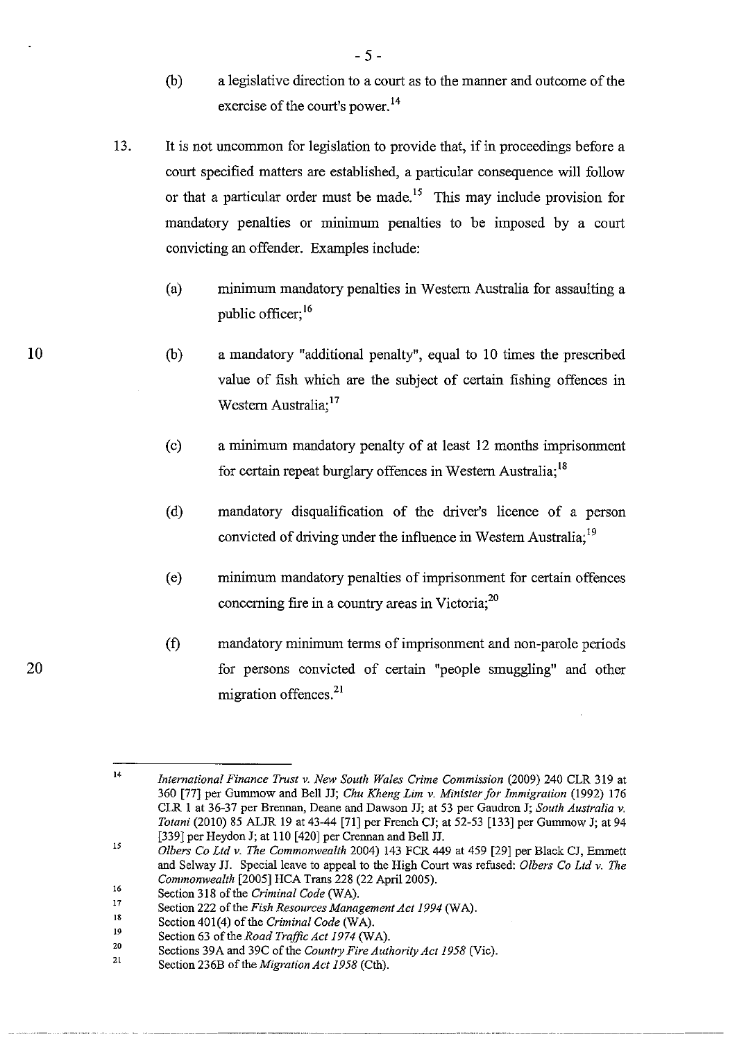(b) a legislative direction to a court as to the manner and outcome of the exercise of the court's power.[14]

13. It is not uncommon for legislation to provide that, if in proceedings before a court specified matters are established, a particular consequence will follow or that a particular order must be made.[15] This may include provision for mandatory penalties or minimum penalties to be imposed by a court convicting an offender. Examples include:

   (a) minimum mandatory penalties in Western Australia for assaulting a public officer;[16]

   (b) a mandatory "additional penalty", equal to 10 times the prescribed value of fish which are the subject of certain fishing offences in Western Australia;[17]

   (c) a minimum mandatory penalty of at least 12 months imprisonment for certain repeat burglary offences in Western Australia;[18]

   (d) mandatory disqualification of the driver's licence of a person convicted of driving under the influence in Western Australia;[19]

   (e) minimum mandatory penalties of imprisonment for certain offences concerning fire in a country areas in Victoria;[20]

   (f) mandatory minimum terms of imprisonment and non-parole periods for persons convicted of certain "people smuggling" and other migration offences.[21]

---

[14] *International Finance Trust v. New South Wales Crime Commission* (2009) 240 CLR 319 at 360 [77] per Gummow and Bell JJ; *Chu Kheng Lim v. Minister for Immigration* (1992) 176 CLR 1 at 36-37 per Brennan, Deane and Dawson JJ; at 53 per Gaudron J; *South Australia v. Totani* (2010) 85 ALJR 19 at 43-44 [71] per French CJ; at 52-53 [133] per Gummow J; at 94 [339] per Heydon J; at 110 [420] per Crennan and Bell JJ.

[15] *Olbers Co Ltd v. The Commonwealth* 2004) 143 FCR 449 at 459 [29] per Black CJ, Emmett and Selway JJ. Special leave to appeal to the High Court was refused: *Olbers Co Ltd v. The Commonwealth* [2005] HCA Trans 228 (22 April 2005).

[16] Section 318 of the *Criminal Code* (WA).

[17] Section 222 of the *Fish Resources Management Act 1994* (WA).

[18] Section 401(4) of the *Criminal Code* (WA).

[19] Section 63 of the *Road Traffic Act 1974* (WA).

[20] Sections 39A and 39C of the *Country Fire Authority Act 1958* (Vic).

[21] Section 236B of the *Migration Act 1958* (Cth).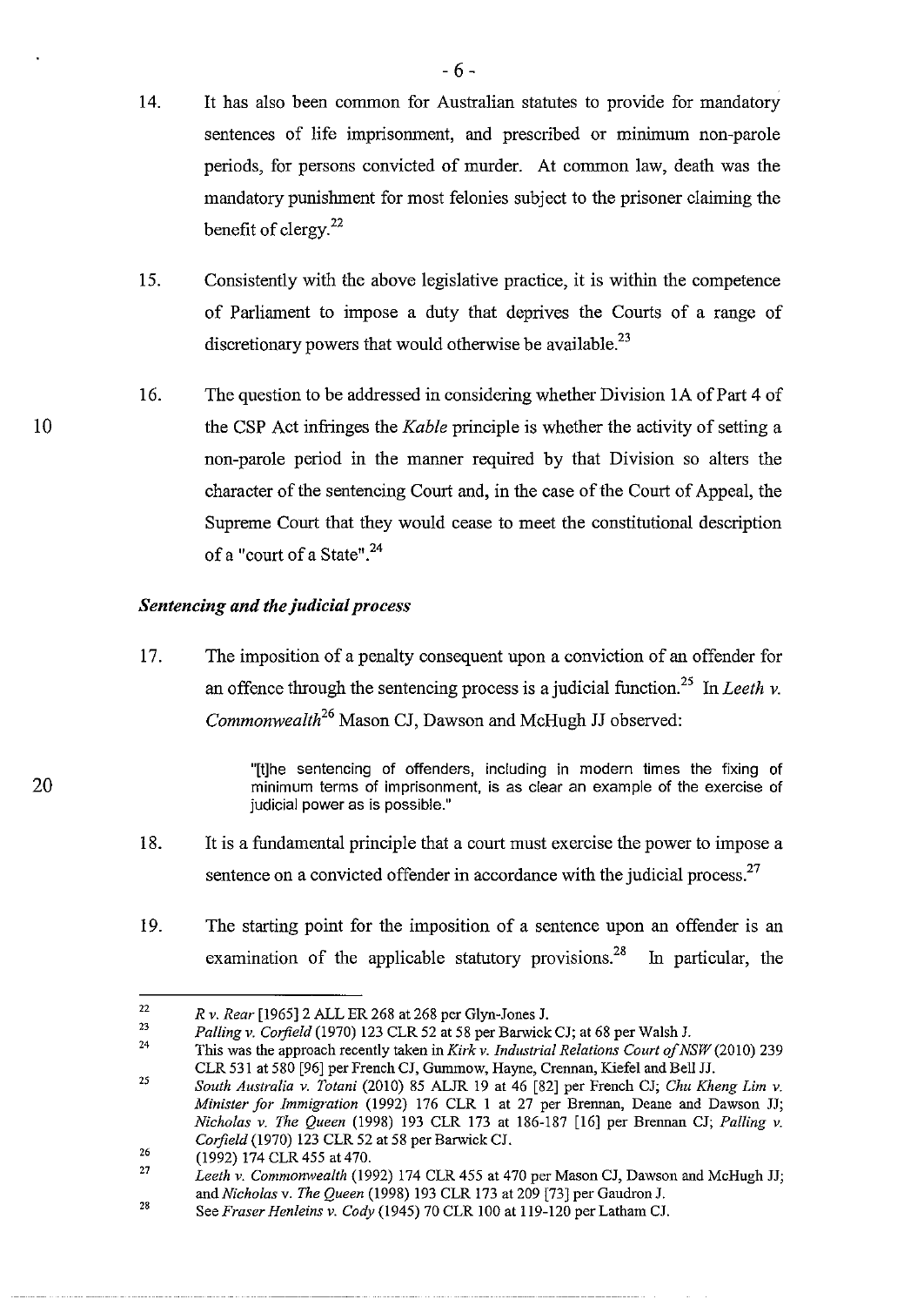14. It has also been common for Australian statutes to provide for mandatory sentences of life imprisonment, and prescribed or minimum non-parole periods, for persons convicted of murder. At common law, death was the mandatory punishment for most felonies subject to the prisoner claiming the benefit of clergy.[22]

15. Consistently with the above legislative practice, it is within the competence of Parliament to impose a duty that deprives the Courts of a range of discretionary powers that would otherwise be available.[23]

16. The question to be addressed in considering whether Division 1A of Part 4 of the CSP Act infringes the *Kable* principle is whether the activity of setting a non-parole period in the manner required by that Division so alters the character of the sentencing Court and, in the case of the Court of Appeal, the Supreme Court that they would cease to meet the constitutional description of a "court of a State".[24]

### *Sentencing and the judicial process*

17. The imposition of a penalty consequent upon a conviction of an offender for an offence through the sentencing process is a judicial function.[25] In *Leeth v. Commonwealth*[26] Mason CJ, Dawson and McHugh JJ observed:

> "[t]he sentencing of offenders, including in modern times the fixing of minimum terms of imprisonment, is as clear an example of the exercise of judicial power as is possible."

18. It is a fundamental principle that a court must exercise the power to impose a sentence on a convicted offender in accordance with the judicial process.[27]

19. The starting point for the imposition of a sentence upon an offender is an examination of the applicable statutory provisions.[28] In particular, the

---

[22] *R v. Rear* [1965] 2 ALL ER 268 at 268 per Glyn-Jones J.

[23] *Palling v. Corfield* (1970) 123 CLR 52 at 58 per Barwick CJ; at 68 per Walsh J.

[24] This was the approach recently taken in *Kirk v. Industrial Relations Court of NSW* (2010) 239 CLR 531 at 580 [96] per French CJ, Gummow, Hayne, Crennan, Kiefel and Bell JJ.

[25] *South Australia v. Totani* (2010) 85 ALJR 19 at 46 [82] per French CJ; *Chu Kheng Lim v. Minister for Immigration* (1992) 176 CLR 1 at 27 per Brennan, Deane and Dawson JJ; *Nicholas v. The Queen* (1998) 193 CLR 173 at 186-187 [16] per Brennan CJ; *Palling v. Corfield* (1970) 123 CLR 52 at 58 per Barwick CJ.

[26] (1992) 174 CLR 455 at 470.

[27] *Leeth v. Commonwealth* (1992) 174 CLR 455 at 470 per Mason CJ, Dawson and McHugh JJ; and *Nicholas v. The Queen* (1998) 193 CLR 173 at 209 [73] per Gaudron J.

[28] See *Fraser Henleins v. Cody* (1945) 70 CLR 100 at 119-120 per Latham CJ.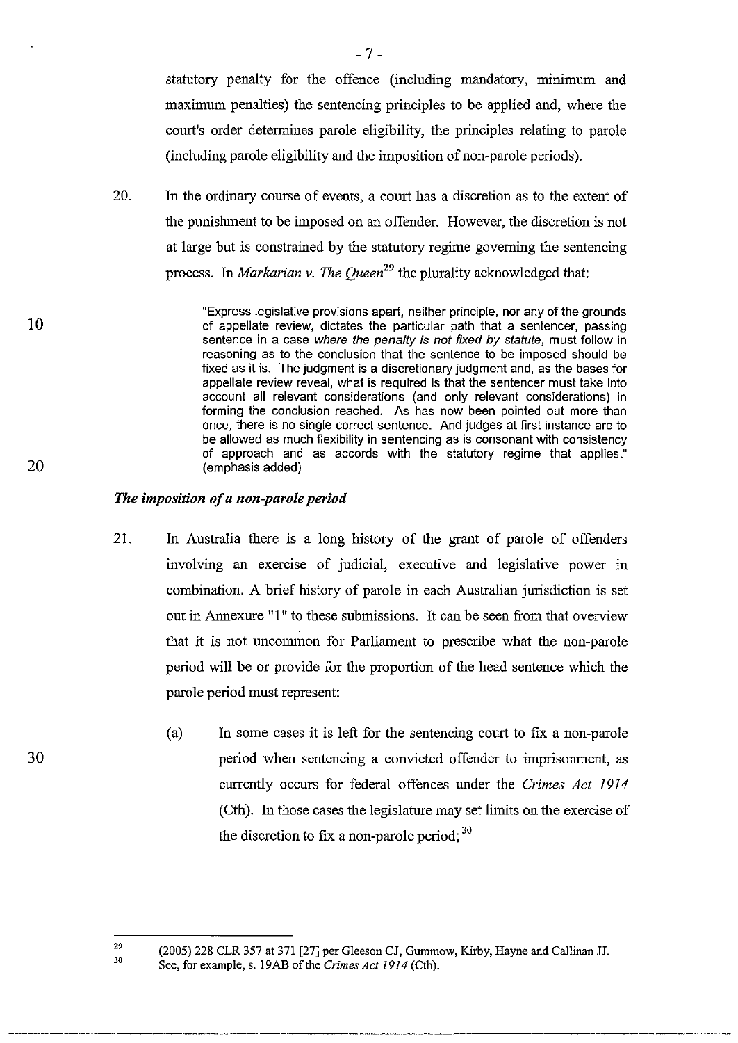statutory penalty for the offence (including mandatory, minimum and maximum penalties) the sentencing principles to be applied and, where the court's order determines parole eligibility, the principles relating to parole (including parole eligibility and the imposition of non-parole periods).

20. In the ordinary course of events, a court has a discretion as to the extent of the punishment to be imposed on an offender. However, the discretion is not at large but is constrained by the statutory regime governing the sentencing process. In *Markarian v. The Queen*[29] the plurality acknowledged that:

> "Express legislative provisions apart, neither principle, nor any of the grounds of appellate review, dictates the particular path that a sentencer, passing sentence in a case *where the penalty is not fixed by statute*, must follow in reasoning as to the conclusion that the sentence to be imposed should be fixed as it is. The judgment is a discretionary judgment and, as the bases for appellate review reveal, what is required is that the sentencer must take into account all relevant considerations (and only relevant considerations) in forming the conclusion reached. As has now been pointed out more than once, there is no single correct sentence. And judges at first instance are to be allowed as much flexibility in sentencing as is consonant with consistency of approach and as accords with the statutory regime that applies." (emphasis added)

*The imposition of a non-parole period*

21. In Australia there is a long history of the grant of parole of offenders involving an exercise of judicial, executive and legislative power in combination. A brief history of parole in each Australian jurisdiction is set out in Annexure "1" to these submissions. It can be seen from that overview that it is not uncommon for Parliament to prescribe what the non-parole period will be or provide for the proportion of the head sentence which the parole period must represent:

    (a) In some cases it is left for the sentencing court to fix a non-parole period when sentencing a convicted offender to imprisonment, as currently occurs for federal offences under the *Crimes Act 1914* (Cth). In those cases the legislature may set limits on the exercise of the discretion to fix a non-parole period;[30]

---

[29] (2005) 228 CLR 357 at 371 [27] per Gleeson CJ, Gummow, Kirby, Hayne and Callinan JJ.

[30] See, for example, s. 19AB of the *Crimes Act 1914* (Cth).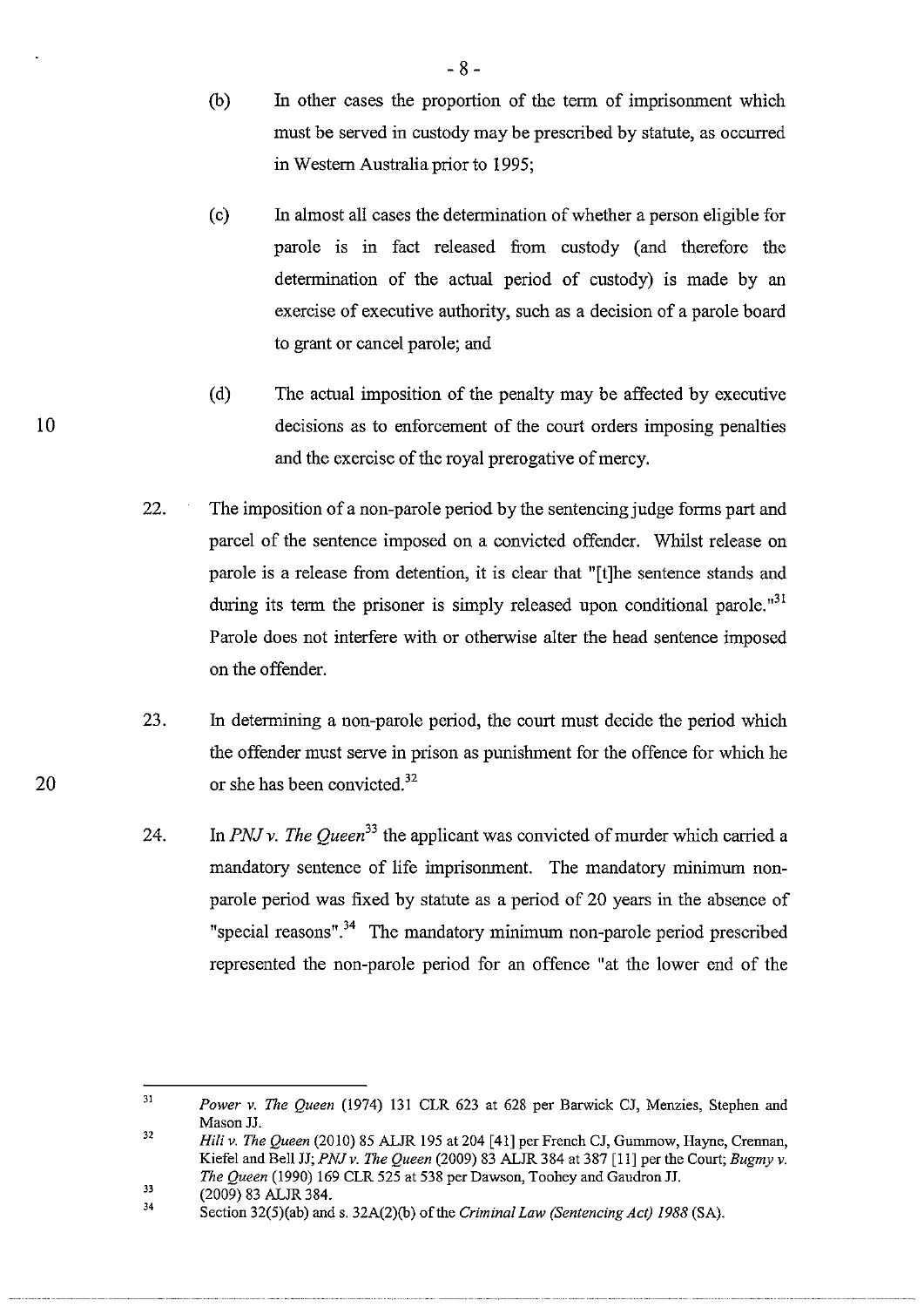(b) In other cases the proportion of the term of imprisonment which must be served in custody may be prescribed by statute, as occurred in Western Australia prior to 1995;

(c) In almost all cases the determination of whether a person eligible for parole is in fact released from custody (and therefore the determination of the actual period of custody) is made by an exercise of executive authority, such as a decision of a parole board to grant or cancel parole; and

(d) The actual imposition of the penalty may be affected by executive decisions as to enforcement of the court orders imposing penalties and the exercise of the royal prerogative of mercy.

22. The imposition of a non-parole period by the sentencing judge forms part and parcel of the sentence imposed on a convicted offender. Whilst release on parole is a release from detention, it is clear that "[t]he sentence stands and during its term the prisoner is simply released upon conditional parole."[31] Parole does not interfere with or otherwise alter the head sentence imposed on the offender.

23. In determining a non-parole period, the court must decide the period which the offender must serve in prison as punishment for the offence for which he or she has been convicted.[32]

24. In *PNJ v. The Queen*[33] the applicant was convicted of murder which carried a mandatory sentence of life imprisonment. The mandatory minimum non-parole period was fixed by statute as a period of 20 years in the absence of "special reasons".[34] The mandatory minimum non-parole period prescribed represented the non-parole period for an offence "at the lower end of the

---

[31] *Power v. The Queen* (1974) 131 CLR 623 at 628 per Barwick CJ, Menzies, Stephen and Mason JJ.

[32] *Hili v. The Queen* (2010) 85 ALJR 195 at 204 [41] per French CJ, Gummow, Hayne, Crennan, Kiefel and Bell JJ; *PNJ v. The Queen* (2009) 83 ALJR 384 at 387 [11] per the Court; *Bugmy v. The Queen* (1990) 169 CLR 525 at 538 per Dawson, Toohey and Gaudron JJ.

[33] (2009) 83 ALJR 384.

[34] Section 32(5)(ab) and s. 32A(2)(b) of the *Criminal Law (Sentencing Act) 1988* (SA).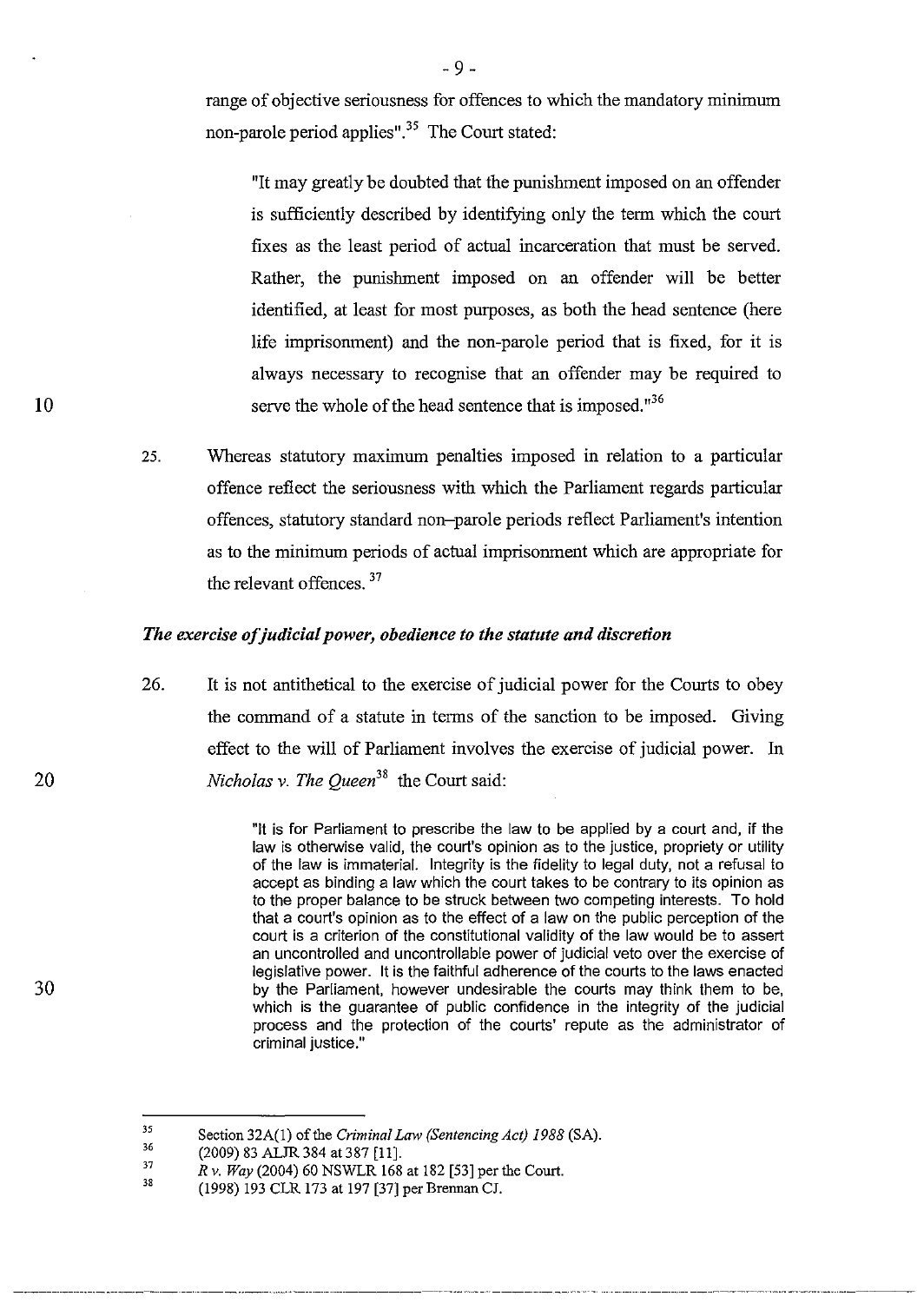range of objective seriousness for offences to which the mandatory minimum non-parole period applies".[35] The Court stated:

> "It may greatly be doubted that the punishment imposed on an offender is sufficiently described by identifying only the term which the court fixes as the least period of actual incarceration that must be served. Rather, the punishment imposed on an offender will be better identified, at least for most purposes, as both the head sentence (here life imprisonment) and the non-parole period that is fixed, for it is always necessary to recognise that an offender may be required to serve the whole of the head sentence that is imposed."[36]

25. Whereas statutory maximum penalties imposed in relation to a particular offence reflect the seriousness with which the Parliament regards particular offences, statutory standard non-parole periods reflect Parliament's intention as to the minimum periods of actual imprisonment which are appropriate for the relevant offences.[37]

### *The exercise of judicial power, obedience to the statute and discretion*

26. It is not antithetical to the exercise of judicial power for the Courts to obey the command of a statute in terms of the sanction to be imposed. Giving effect to the will of Parliament involves the exercise of judicial power. In *Nicholas v. The Queen*[38] the Court said:

> "It is for Parliament to prescribe the law to be applied by a court and, if the law is otherwise valid, the court's opinion as to the justice, propriety or utility of the law is immaterial. Integrity is the fidelity to legal duty, not a refusal to accept as binding a law which the court takes to be contrary to its opinion as to the proper balance to be struck between two competing interests. To hold that a court's opinion as to the effect of a law on the public perception of the court is a criterion of the constitutional validity of the law would be to assert an uncontrolled and uncontrollable power of judicial veto over the exercise of legislative power. It is the faithful adherence of the courts to the laws enacted by the Parliament, however undesirable the courts may think them to be, which is the guarantee of public confidence in the integrity of the judicial process and the protection of the courts' repute as the administrator of criminal justice."

---

35 Section 32A(1) of the *Criminal Law (Sentencing Act) 1988* (SA).

36 (2009) 83 ALJR 384 at 387 [11].

37 *R v. Way* (2004) 60 NSWLR 168 at 182 [53] per the Court.

38 (1998) 193 CLR 173 at 197 [37] per Brennan CJ.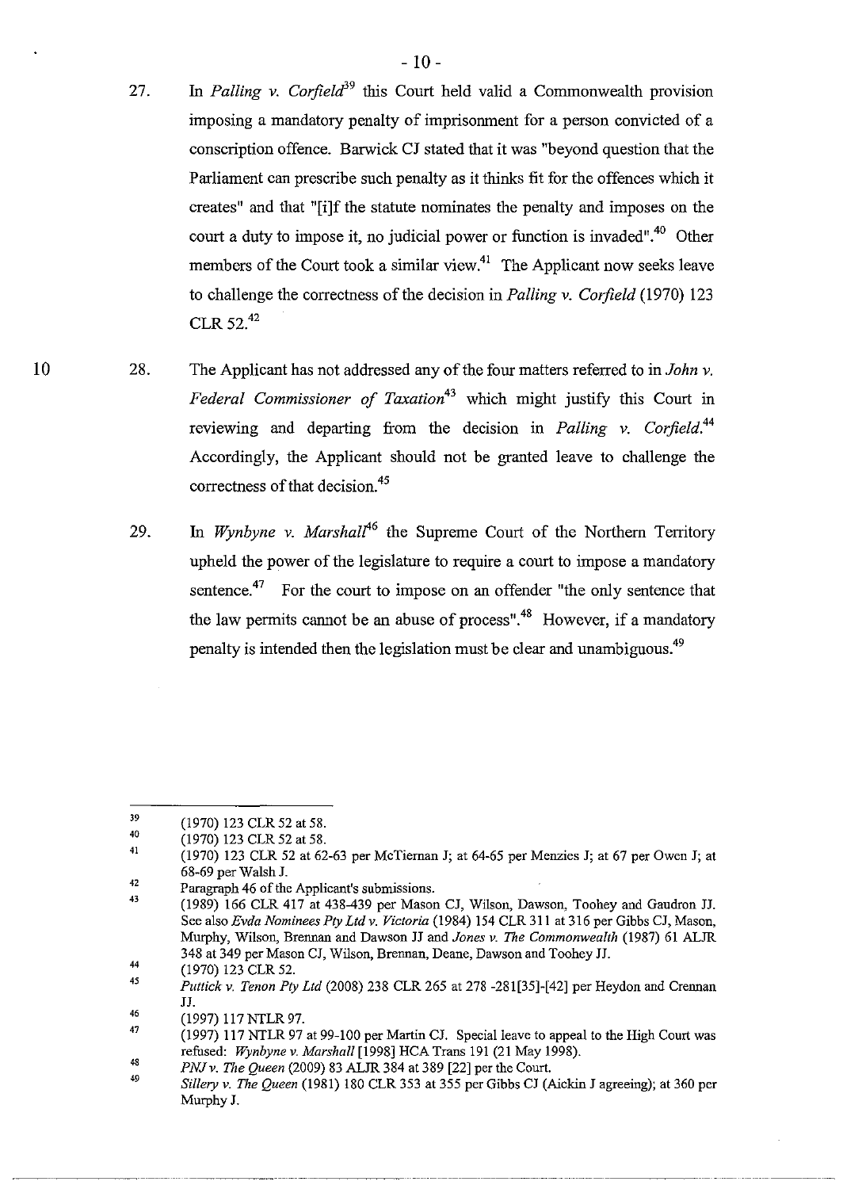27. In *Palling v. Corfield*[39] this Court held valid a Commonwealth provision imposing a mandatory penalty of imprisonment for a person convicted of a conscription offence. Barwick CJ stated that it was "beyond question that the Parliament can prescribe such penalty as it thinks fit for the offences which it creates" and that "[i]f the statute nominates the penalty and imposes on the court a duty to impose it, no judicial power or function is invaded".[40] Other members of the Court took a similar view.[41] The Applicant now seeks leave to challenge the correctness of the decision in *Palling v. Corfield* (1970) 123 CLR 52.[42]

28. The Applicant has not addressed any of the four matters referred to in *John v. Federal Commissioner of Taxation*[43] which might justify this Court in reviewing and departing from the decision in *Palling v. Corfield*.[44] Accordingly, the Applicant should not be granted leave to challenge the correctness of that decision.[45]

29. In *Wynbyne v. Marshall*[46] the Supreme Court of the Northern Territory upheld the power of the legislature to require a court to impose a mandatory sentence.[47] For the court to impose on an offender "the only sentence that the law permits cannot be an abuse of process".[48] However, if a mandatory penalty is intended then the legislation must be clear and unambiguous.[49]

---

[39] (1970) 123 CLR 52 at 58.

[40] (1970) 123 CLR 52 at 58.

[41] (1970) 123 CLR 52 at 62-63 per McTiernan J; at 64-65 per Menzies J; at 67 per Owen J; at 68-69 per Walsh J.

[42] Paragraph 46 of the Applicant's submissions.

[43] (1989) 166 CLR 417 at 438-439 per Mason CJ, Wilson, Dawson, Toohey and Gaudron JJ. See also *Evda Nominees Pty Ltd v. Victoria* (1984) 154 CLR 311 at 316 per Gibbs CJ, Mason, Murphy, Wilson, Brennan and Dawson JJ and *Jones v. The Commonwealth* (1987) 61 ALJR 348 at 349 per Mason CJ, Wilson, Brennan, Deane, Dawson and Toohey JJ.

[44] (1970) 123 CLR 52.

[45] *Puttick v. Tenon Pty Ltd* (2008) 238 CLR 265 at 278 -281[35]-[42] per Heydon and Crennan JJ.

[46] (1997) 117 NTLR 97.

[47] (1997) 117 NTLR 97 at 99-100 per Martin CJ. Special leave to appeal to the High Court was refused: *Wynbyne v. Marshall* [1998] HCA Trans 191 (21 May 1998).

[48] *PNJ v. The Queen* (2009) 83 ALJR 384 at 389 [22] per the Court.

[49] *Sillery v. The Queen* (1981) 180 CLR 353 at 355 per Gibbs CJ (Aickin J agreeing); at 360 per Murphy J.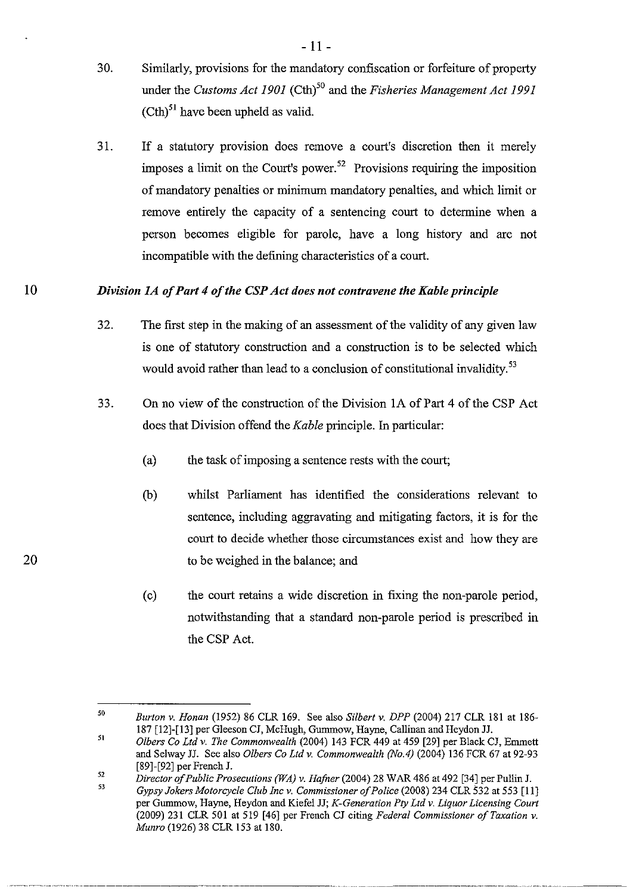30. Similarly, provisions for the mandatory confiscation or forfeiture of property under the *Customs Act 1901* (Cth)[50] and the *Fisheries Management Act 1991* (Cth)[51] have been upheld as valid.

31. If a statutory provision does remove a court's discretion then it merely imposes a limit on the Court's power.[52] Provisions requiring the imposition of mandatory penalties or minimum mandatory penalties, and which limit or remove entirely the capacity of a sentencing court to determine when a person becomes eligible for parole, have a long history and are not incompatible with the defining characteristics of a court.

### *Division 1A of Part 4 of the CSP Act does not contravene the Kable principle*

32. The first step in the making of an assessment of the validity of any given law is one of statutory construction and a construction is to be selected which would avoid rather than lead to a conclusion of constitutional invalidity.[53]

33. On no view of the construction of the Division 1A of Part 4 of the CSP Act does that Division offend the *Kable* principle. In particular:

    (a) the task of imposing a sentence rests with the court;

    (b) whilst Parliament has identified the considerations relevant to sentence, including aggravating and mitigating factors, it is for the court to decide whether those circumstances exist and how they are to be weighed in the balance; and

    (c) the court retains a wide discretion in fixing the non-parole period, notwithstanding that a standard non-parole period is prescribed in the CSP Act.

---

[50] *Burton v. Honan* (1952) 86 CLR 169. See also *Silbert v. DPP* (2004) 217 CLR 181 at 186-187 [12]-[13] per Gleeson CJ, McHugh, Gummow, Hayne, Callinan and Heydon JJ.

[51] *Olbers Co Ltd v. The Commonwealth* (2004) 143 FCR 449 at 459 [29] per Black CJ, Emmett and Selway JJ. See also *Olbers Co Ltd v. Commonwealth (No.4)* (2004) 136 FCR 67 at 92-93 [89]-[92] per French J.

[52] *Director of Public Prosecutions (WA) v. Hafner* (2004) 28 WAR 486 at 492 [34] per Pullin J.

[53] *Gypsy Jokers Motorcycle Club Inc v. Commissioner of Police* (2008) 234 CLR 532 at 553 [11] per Gummow, Hayne, Heydon and Kiefel JJ; *K-Generation Pty Ltd v. Liquor Licensing Court* (2009) 231 CLR 501 at 519 [46] per French CJ citing *Federal Commissioner of Taxation v. Munro* (1926) 38 CLR 153 at 180.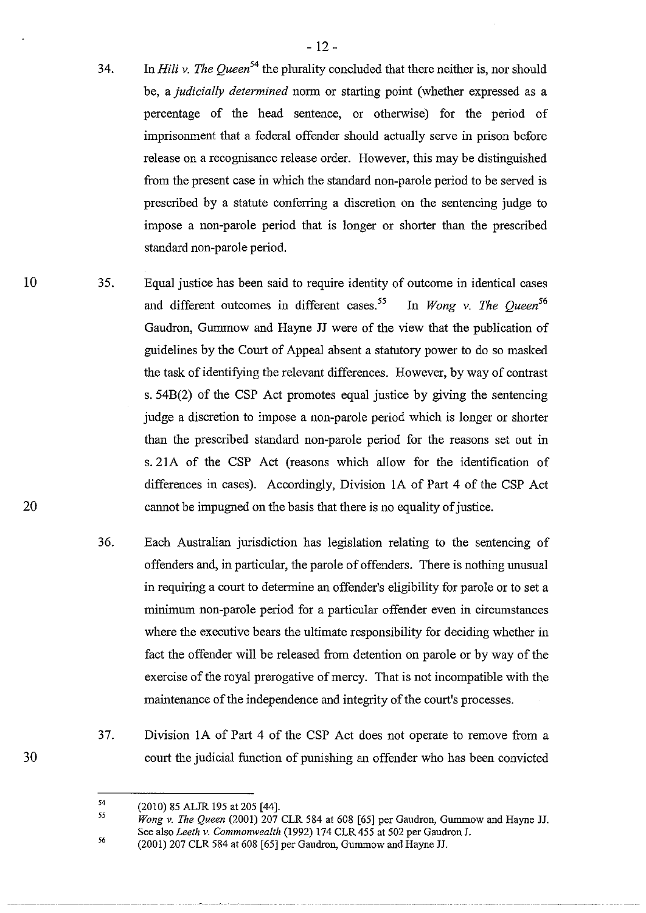34. In *Hili v. The Queen*[54] the plurality concluded that there neither is, nor should be, a *judicially determined* norm or starting point (whether expressed as a percentage of the head sentence, or otherwise) for the period of imprisonment that a federal offender should actually serve in prison before release on a recognisance release order. However, this may be distinguished from the present case in which the standard non-parole period to be served is prescribed by a statute conferring a discretion on the sentencing judge to impose a non-parole period that is longer or shorter than the prescribed standard non-parole period.

35. Equal justice has been said to require identity of outcome in identical cases and different outcomes in different cases.[55] In *Wong v. The Queen*[56] Gaudron, Gummow and Hayne JJ were of the view that the publication of guidelines by the Court of Appeal absent a statutory power to do so masked the task of identifying the relevant differences. However, by way of contrast s. 54B(2) of the CSP Act promotes equal justice by giving the sentencing judge a discretion to impose a non-parole period which is longer or shorter than the prescribed standard non-parole period for the reasons set out in s. 21A of the CSP Act (reasons which allow for the identification of differences in cases). Accordingly, Division 1A of Part 4 of the CSP Act cannot be impugned on the basis that there is no equality of justice.

36. Each Australian jurisdiction has legislation relating to the sentencing of offenders and, in particular, the parole of offenders. There is nothing unusual in requiring a court to determine an offender's eligibility for parole or to set a minimum non-parole period for a particular offender even in circumstances where the executive bears the ultimate responsibility for deciding whether in fact the offender will be released from detention on parole or by way of the exercise of the royal prerogative of mercy. That is not incompatible with the maintenance of the independence and integrity of the court's processes.

37. Division 1A of Part 4 of the CSP Act does not operate to remove from a court the judicial function of punishing an offender who has been convicted

---

[54] (2010) 85 ALJR 195 at 205 [44].

[55] *Wong v. The Queen* (2001) 207 CLR 584 at 608 [65] per Gaudron, Gummow and Hayne JJ. See also *Leeth v. Commonwealth* (1992) 174 CLR 455 at 502 per Gaudron J.

[56] (2001) 207 CLR 584 at 608 [65] per Gaudron, Gummow and Hayne JJ.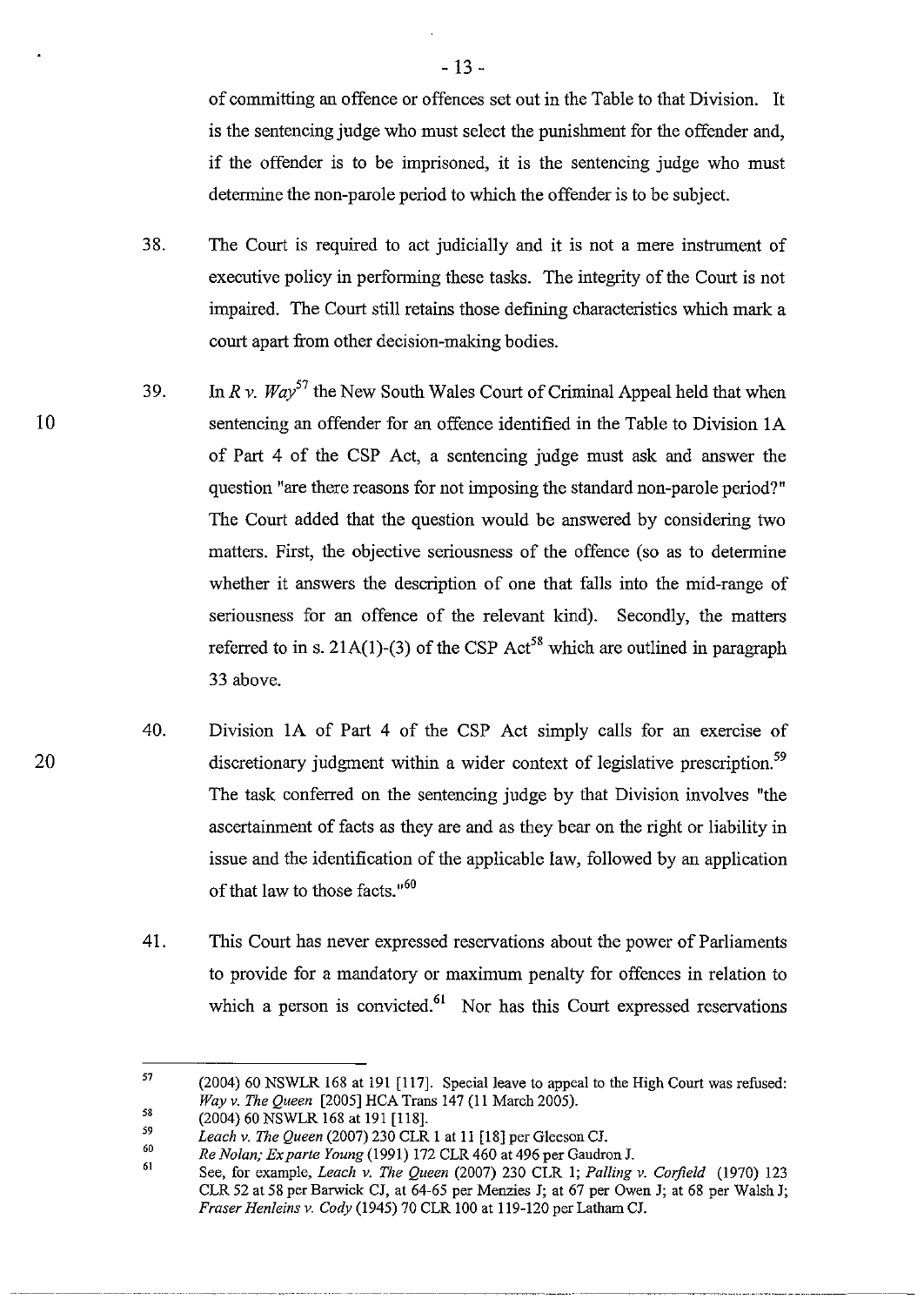of committing an offence or offences set out in the Table to that Division. It is the sentencing judge who must select the punishment for the offender and, if the offender is to be imprisoned, it is the sentencing judge who must determine the non-parole period to which the offender is to be subject.

38. The Court is required to act judicially and it is not a mere instrument of executive policy in performing these tasks. The integrity of the Court is not impaired. The Court still retains those defining characteristics which mark a court apart from other decision-making bodies.

39. In *R v. Way*[57] the New South Wales Court of Criminal Appeal held that when sentencing an offender for an offence identified in the Table to Division 1A of Part 4 of the CSP Act, a sentencing judge must ask and answer the question "are there reasons for not imposing the standard non-parole period?" The Court added that the question would be answered by considering two matters. First, the objective seriousness of the offence (so as to determine whether it answers the description of one that falls into the mid-range of seriousness for an offence of the relevant kind). Secondly, the matters referred to in s. 21A(1)-(3) of the CSP Act[58] which are outlined in paragraph 33 above.

40. Division 1A of Part 4 of the CSP Act simply calls for an exercise of discretionary judgment within a wider context of legislative prescription.[59] The task conferred on the sentencing judge by that Division involves "the ascertainment of facts as they are and as they bear on the right or liability in issue and the identification of the applicable law, followed by an application of that law to those facts."[60]

41. This Court has never expressed reservations about the power of Parliaments to provide for a mandatory or maximum penalty for offences in relation to which a person is convicted.[61] Nor has this Court expressed reservations

---

[57] (2004) 60 NSWLR 168 at 191 [117]. Special leave to appeal to the High Court was refused: *Way v. The Queen* [2005] HCA Trans 147 (11 March 2005).

[58] (2004) 60 NSWLR 168 at 191 [118].

[59] *Leach v. The Queen* (2007) 230 CLR 1 at 11 [18] per Gleeson CJ.

[60] *Re Nolan; Ex parte Young* (1991) 172 CLR 460 at 496 per Gaudron J.

[61] See, for example, *Leach v. The Queen* (2007) 230 CLR 1; *Palling v. Corfield* (1970) 123 CLR 52 at 58 per Barwick CJ, at 64-65 per Menzies J; at 67 per Owen J; at 68 per Walsh J; *Fraser Henleins v. Cody* (1945) 70 CLR 100 at 119-120 per Latham CJ.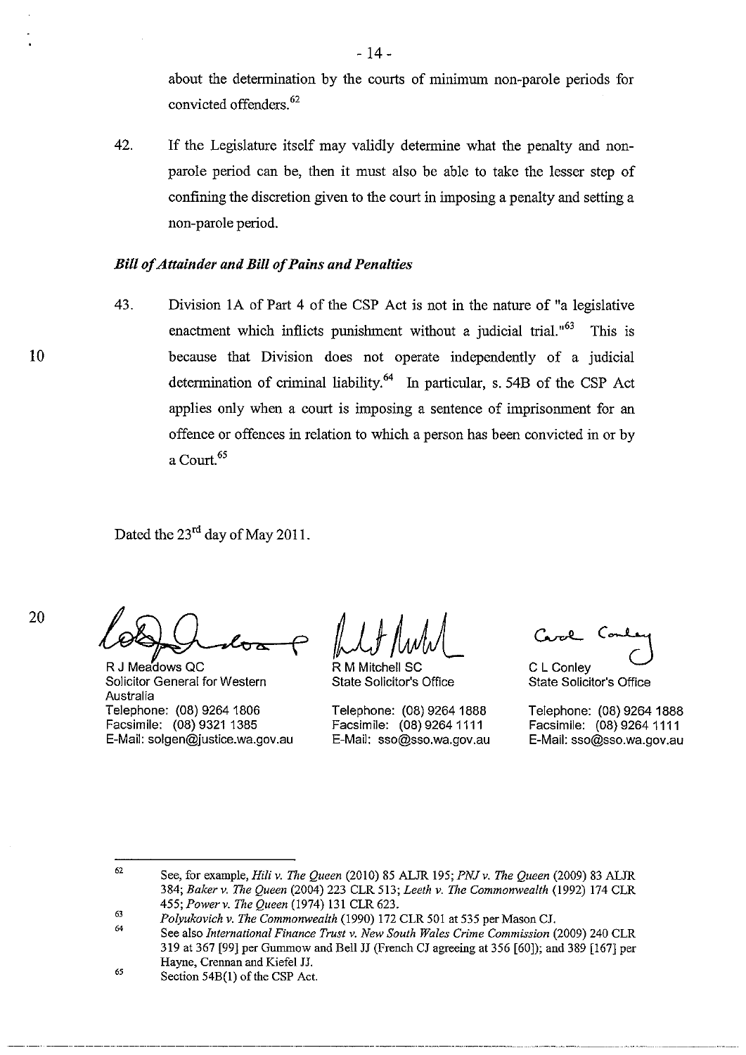about the determination by the courts of minimum non-parole periods for convicted offenders.[62]

42. If the Legislature itself may validly determine what the penalty and non-parole period can be, then it must also be able to take the lesser step of confining the discretion given to the court in imposing a penalty and setting a non-parole period.

### *Bill of Attainder and Bill of Pains and Penalties*

43. Division 1A of Part 4 of the CSP Act is not in the nature of "a legislative enactment which inflicts punishment without a judicial trial."[63] This is because that Division does not operate independently of a judicial determination of criminal liability.[64] In particular, s. 54B of the CSP Act applies only when a court is imposing a sentence of imprisonment for an offence or offences in relation to which a person has been convicted in or by a Court.[65]

Dated the 23rd day of May 2011.

R J Meadows QC
Solicitor General for Western Australia
Telephone: (08) 9264 1806
Facsimile: (08) 9321 1385
E-Mail: solgen@justice.wa.gov.au

R M Mitchell SC
State Solicitor's Office
Telephone: (08) 9264 1888
Facsimile: (08) 9264 1111
E-Mail: sso@sso.wa.gov.au

C L Conley
State Solicitor's Office
Telephone: (08) 9264 1888
Facsimile: (08) 9264 1111
E-Mail: sso@sso.wa.gov.au

---

62 See, for example, *Hili v. The Queen* (2010) 85 ALJR 195; *PNJ v. The Queen* (2009) 83 ALJR 384; *Baker v. The Queen* (2004) 223 CLR 513; *Leeth v. The Commonwealth* (1992) 174 CLR 455; *Power v. The Queen* (1974) 131 CLR 623.

63 *Polyukovich v. The Commonwealth* (1990) 172 CLR 501 at 535 per Mason CJ.

64 See also *International Finance Trust v. New South Wales Crime Commission* (2009) 240 CLR 319 at 367 [99] per Gummow and Bell JJ (French CJ agreeing at 356 [60]); and 389 [167] per Hayne, Crennan and Kiefel JJ.

65 Section 54B(1) of the CSP Act.